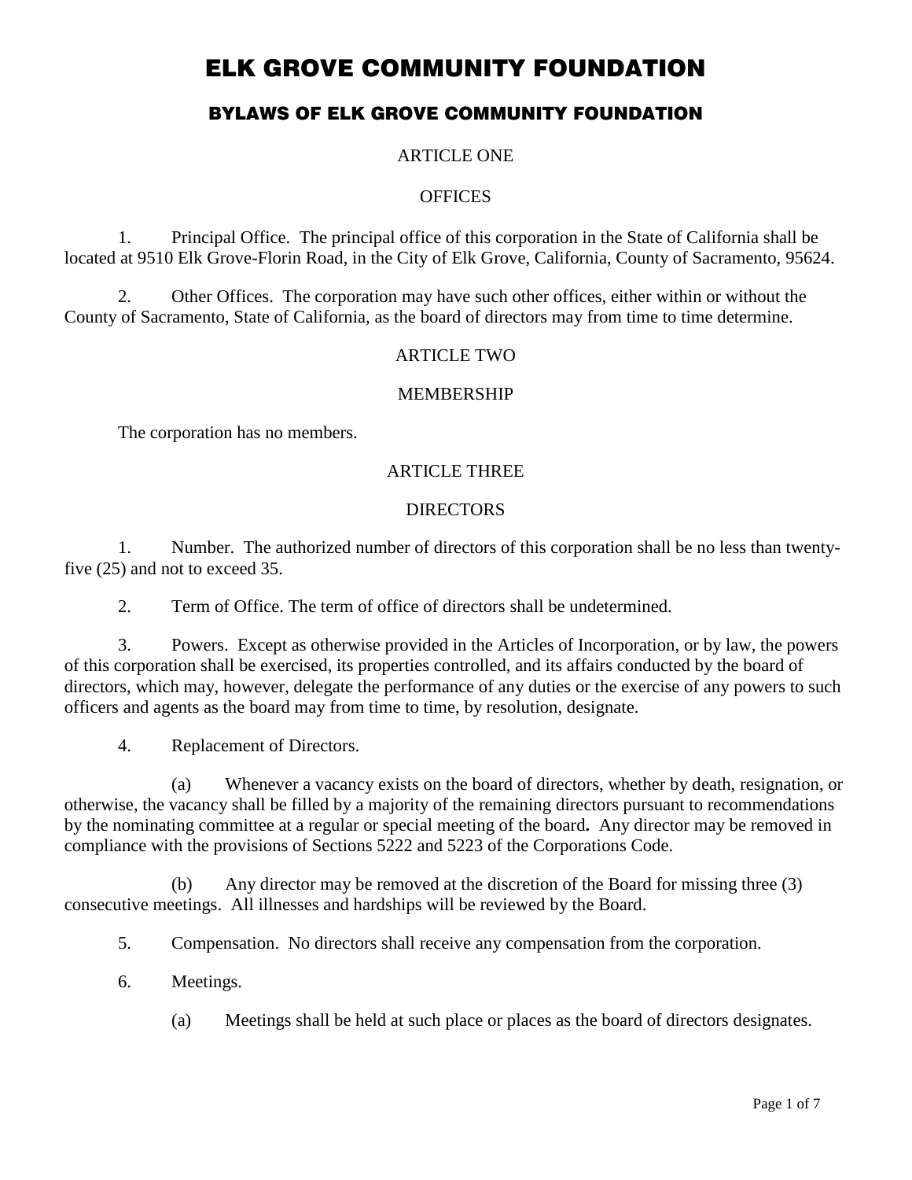# ELK GROVE COMMUNITY FOUNDATION

## BYLAWS OF ELK GROVE COMMUNITY FOUNDATION

ARTICLE ONE

OFFICES

1. Principal Office. The principal office of this corporation in the State of California shall be located at 9510 Elk Grove-Florin Road, in the City of Elk Grove, California, County of Sacramento, 95624.

2. Other Offices. The corporation may have such other offices, either within or without the County of Sacramento, State of California, as the board of directors may from time to time determine.

ARTICLE TWO

MEMBERSHIP

The corporation has no members.

ARTICLE THREE

DIRECTORS

1. Number. The authorized number of directors of this corporation shall be no less than twenty-five (25) and not to exceed 35.

2. Term of Office. The term of office of directors shall be undetermined.

3. Powers. Except as otherwise provided in the Articles of Incorporation, or by law, the powers of this corporation shall be exercised, its properties controlled, and its affairs conducted by the board of directors, which may, however, delegate the performance of any duties or the exercise of any powers to such officers and agents as the board may from time to time, by resolution, designate.

4. Replacement of Directors.

   (a) Whenever a vacancy exists on the board of directors, whether by death, resignation, or otherwise, the vacancy shall be filled by a majority of the remaining directors pursuant to recommendations by the nominating committee at a regular or special meeting of the board**.** Any director may be removed in compliance with the provisions of Sections 5222 and 5223 of the Corporations Code.

   (b) Any director may be removed at the discretion of the Board for missing three (3) consecutive meetings. All illnesses and hardships will be reviewed by the Board.

5. Compensation. No directors shall receive any compensation from the corporation.

6. Meetings.

   (a) Meetings shall be held at such place or places as the board of directors designates.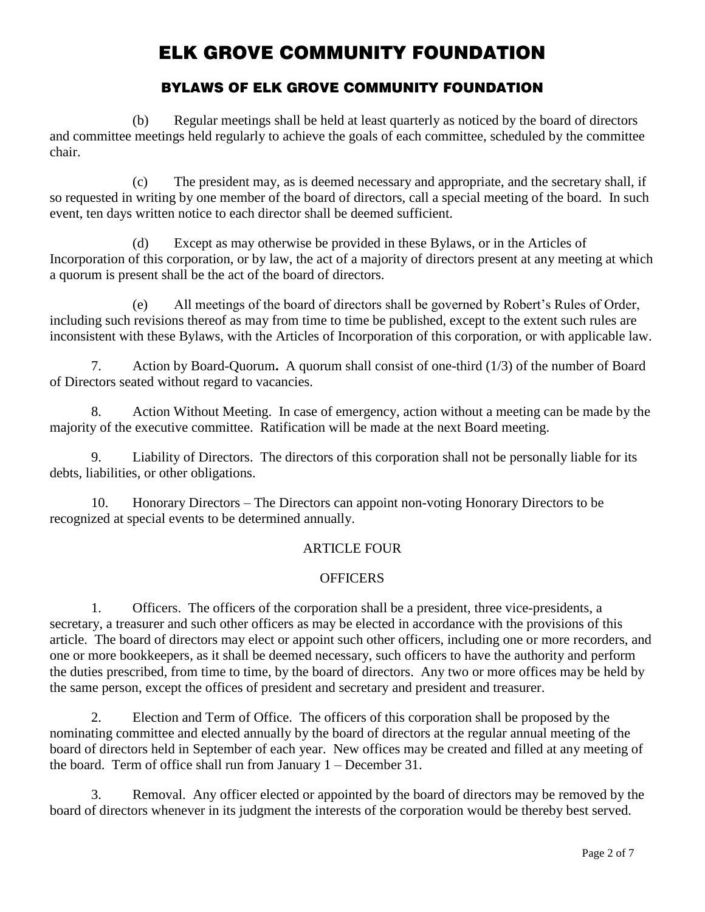(b) Regular meetings shall be held at least quarterly as noticed by the board of directors and committee meetings held regularly to achieve the goals of each committee, scheduled by the committee chair.

(c) The president may, as is deemed necessary and appropriate, and the secretary shall, if so requested in writing by one member of the board of directors, call a special meeting of the board. In such event, ten days written notice to each director shall be deemed sufficient.

(d) Except as may otherwise be provided in these Bylaws, or in the Articles of Incorporation of this corporation, or by law, the act of a majority of directors present at any meeting at which a quorum is present shall be the act of the board of directors.

(e) All meetings of the board of directors shall be governed by Robert's Rules of Order, including such revisions thereof as may from time to time be published, except to the extent such rules are inconsistent with these Bylaws, with the Articles of Incorporation of this corporation, or with applicable law.

7. Action by Board-Quorum**.** A quorum shall consist of one-third (1/3) of the number of Board of Directors seated without regard to vacancies.

8. Action Without Meeting. In case of emergency, action without a meeting can be made by the majority of the executive committee. Ratification will be made at the next Board meeting.

9. Liability of Directors. The directors of this corporation shall not be personally liable for its debts, liabilities, or other obligations.

10. Honorary Directors – The Directors can appoint non-voting Honorary Directors to be recognized at special events to be determined annually.

## ARTICLE FOUR

## OFFICERS

1. Officers. The officers of the corporation shall be a president, three vice-presidents, a secretary, a treasurer and such other officers as may be elected in accordance with the provisions of this article. The board of directors may elect or appoint such other officers, including one or more recorders, and one or more bookkeepers, as it shall be deemed necessary, such officers to have the authority and perform the duties prescribed, from time to time, by the board of directors. Any two or more offices may be held by the same person, except the offices of president and secretary and president and treasurer.

2. Election and Term of Office. The officers of this corporation shall be proposed by the nominating committee and elected annually by the board of directors at the regular annual meeting of the board of directors held in September of each year. New offices may be created and filled at any meeting of the board. Term of office shall run from January 1 – December 31.

3. Removal. Any officer elected or appointed by the board of directors may be removed by the board of directors whenever in its judgment the interests of the corporation would be thereby best served.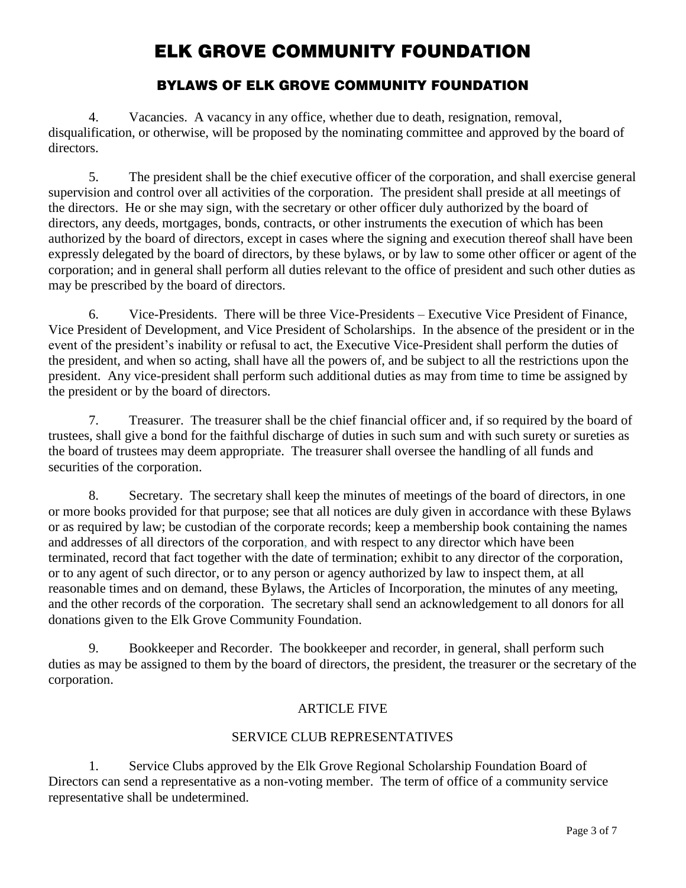# ELK GROVE COMMUNITY FOUNDATION

## BYLAWS OF ELK GROVE COMMUNITY FOUNDATION

4. Vacancies. A vacancy in any office, whether due to death, resignation, removal, disqualification, or otherwise, will be proposed by the nominating committee and approved by the board of directors.

5. The president shall be the chief executive officer of the corporation, and shall exercise general supervision and control over all activities of the corporation. The president shall preside at all meetings of the directors. He or she may sign, with the secretary or other officer duly authorized by the board of directors, any deeds, mortgages, bonds, contracts, or other instruments the execution of which has been authorized by the board of directors, except in cases where the signing and execution thereof shall have been expressly delegated by the board of directors, by these bylaws, or by law to some other officer or agent of the corporation; and in general shall perform all duties relevant to the office of president and such other duties as may be prescribed by the board of directors.

6. Vice-Presidents. There will be three Vice-Presidents – Executive Vice President of Finance, Vice President of Development, and Vice President of Scholarships. In the absence of the president or in the event of the president's inability or refusal to act, the Executive Vice-President shall perform the duties of the president, and when so acting, shall have all the powers of, and be subject to all the restrictions upon the president. Any vice-president shall perform such additional duties as may from time to time be assigned by the president or by the board of directors.

7. Treasurer. The treasurer shall be the chief financial officer and, if so required by the board of trustees, shall give a bond for the faithful discharge of duties in such sum and with such surety or sureties as the board of trustees may deem appropriate. The treasurer shall oversee the handling of all funds and securities of the corporation.

8. Secretary. The secretary shall keep the minutes of meetings of the board of directors, in one or more books provided for that purpose; see that all notices are duly given in accordance with these Bylaws or as required by law; be custodian of the corporate records; keep a membership book containing the names and addresses of all directors of the corporation, and with respect to any director which have been terminated, record that fact together with the date of termination; exhibit to any director of the corporation, or to any agent of such director, or to any person or agency authorized by law to inspect them, at all reasonable times and on demand, these Bylaws, the Articles of Incorporation, the minutes of any meeting, and the other records of the corporation. The secretary shall send an acknowledgement to all donors for all donations given to the Elk Grove Community Foundation.

9. Bookkeeper and Recorder. The bookkeeper and recorder, in general, shall perform such duties as may be assigned to them by the board of directors, the president, the treasurer or the secretary of the corporation.

### ARTICLE FIVE

### SERVICE CLUB REPRESENTATIVES

1. Service Clubs approved by the Elk Grove Regional Scholarship Foundation Board of Directors can send a representative as a non-voting member. The term of office of a community service representative shall be undetermined.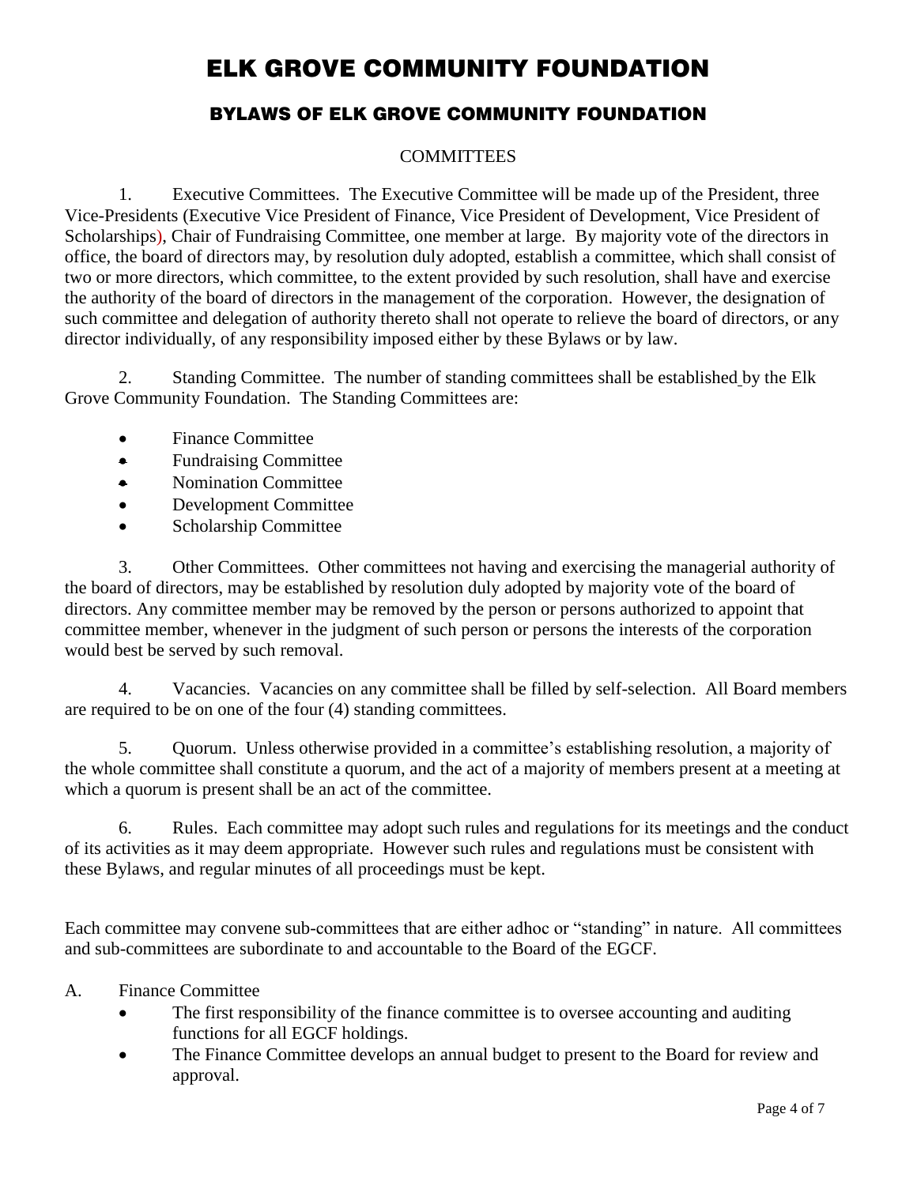# ELK GROVE COMMUNITY FOUNDATION

## BYLAWS OF ELK GROVE COMMUNITY FOUNDATION

### COMMITTEES

1. Executive Committees. The Executive Committee will be made up of the President, three Vice-Presidents (Executive Vice President of Finance, Vice President of Development, Vice President of Scholarships), Chair of Fundraising Committee, one member at large. By majority vote of the directors in office, the board of directors may, by resolution duly adopted, establish a committee, which shall consist of two or more directors, which committee, to the extent provided by such resolution, shall have and exercise the authority of the board of directors in the management of the corporation. However, the designation of such committee and delegation of authority thereto shall not operate to relieve the board of directors, or any director individually, of any responsibility imposed either by these Bylaws or by law.

2. Standing Committee. The number of standing committees shall be established by the Elk Grove Community Foundation. The Standing Committees are:

- Finance Committee
- Fundraising Committee
- Nomination Committee
- Development Committee
- Scholarship Committee

3. Other Committees. Other committees not having and exercising the managerial authority of the board of directors, may be established by resolution duly adopted by majority vote of the board of directors. Any committee member may be removed by the person or persons authorized to appoint that committee member, whenever in the judgment of such person or persons the interests of the corporation would best be served by such removal.

4. Vacancies. Vacancies on any committee shall be filled by self-selection. All Board members are required to be on one of the four (4) standing committees.

5. Quorum. Unless otherwise provided in a committee's establishing resolution, a majority of the whole committee shall constitute a quorum, and the act of a majority of members present at a meeting at which a quorum is present shall be an act of the committee.

6. Rules. Each committee may adopt such rules and regulations for its meetings and the conduct of its activities as it may deem appropriate. However such rules and regulations must be consistent with these Bylaws, and regular minutes of all proceedings must be kept.

Each committee may convene sub-committees that are either adhoc or "standing" in nature. All committees and sub-committees are subordinate to and accountable to the Board of the EGCF.

A. Finance Committee
   - The first responsibility of the finance committee is to oversee accounting and auditing functions for all EGCF holdings.
   - The Finance Committee develops an annual budget to present to the Board for review and approval.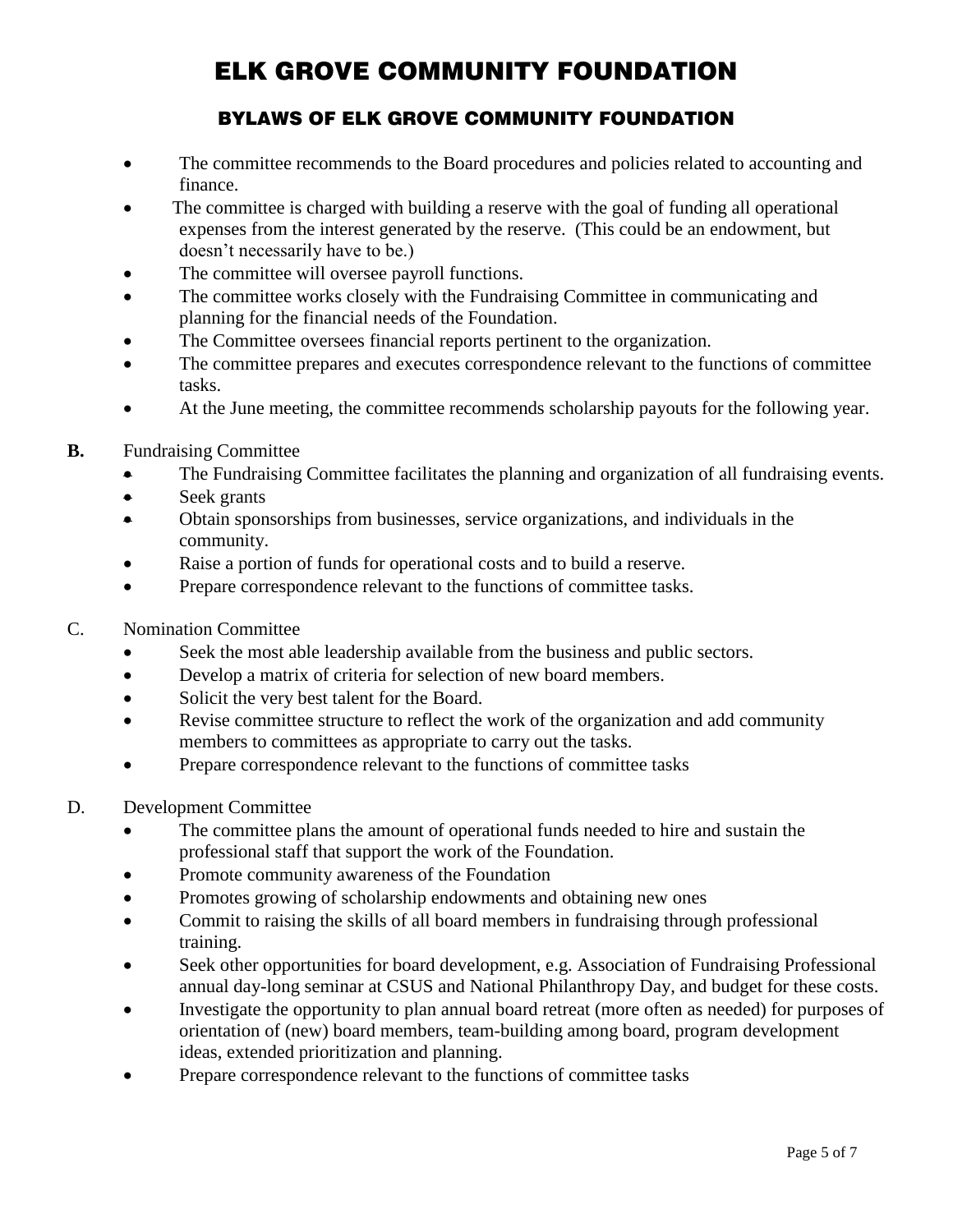- The committee recommends to the Board procedures and policies related to accounting and finance.
- The committee is charged with building a reserve with the goal of funding all operational expenses from the interest generated by the reserve. (This could be an endowment, but doesn't necessarily have to be.)
- The committee will oversee payroll functions.
- The committee works closely with the Fundraising Committee in communicating and planning for the financial needs of the Foundation.
- The Committee oversees financial reports pertinent to the organization.
- The committee prepares and executes correspondence relevant to the functions of committee tasks.
- At the June meeting, the committee recommends scholarship payouts for the following year.

**B.** Fundraising Committee

- The Fundraising Committee facilitates the planning and organization of all fundraising events.
- Seek grants
- Obtain sponsorships from businesses, service organizations, and individuals in the community.
- Raise a portion of funds for operational costs and to build a reserve.
- Prepare correspondence relevant to the functions of committee tasks.

C. Nomination Committee

- Seek the most able leadership available from the business and public sectors.
- Develop a matrix of criteria for selection of new board members.
- Solicit the very best talent for the Board.
- Revise committee structure to reflect the work of the organization and add community members to committees as appropriate to carry out the tasks.
- Prepare correspondence relevant to the functions of committee tasks

D. Development Committee

- The committee plans the amount of operational funds needed to hire and sustain the professional staff that support the work of the Foundation.
- Promote community awareness of the Foundation
- Promotes growing of scholarship endowments and obtaining new ones
- Commit to raising the skills of all board members in fundraising through professional training.
- Seek other opportunities for board development, e.g. Association of Fundraising Professional annual day-long seminar at CSUS and National Philanthropy Day, and budget for these costs.
- Investigate the opportunity to plan annual board retreat (more often as needed) for purposes of orientation of (new) board members, team-building among board, program development ideas, extended prioritization and planning.
- Prepare correspondence relevant to the functions of committee tasks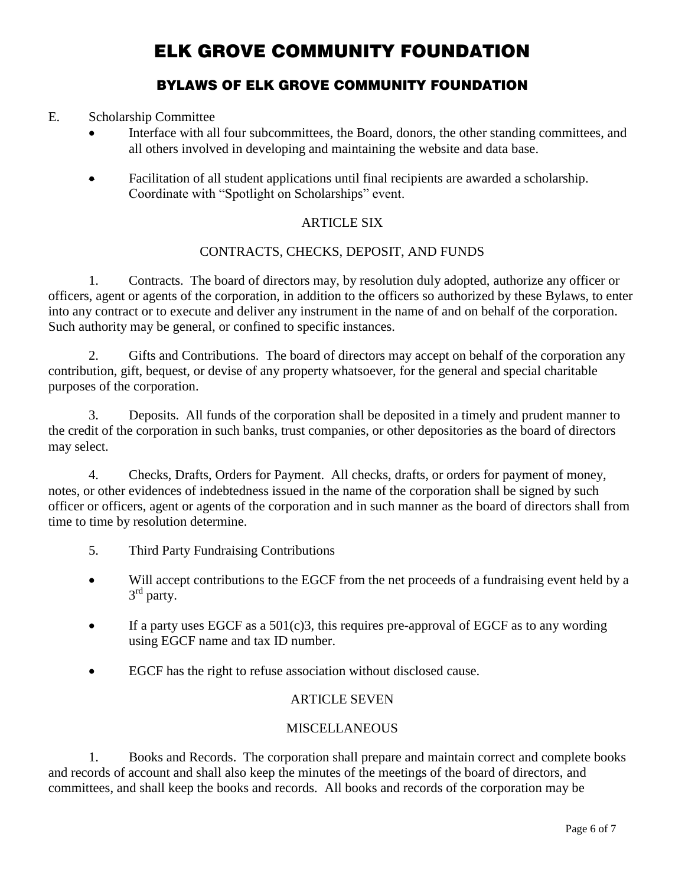# ELK GROVE COMMUNITY FOUNDATION

## BYLAWS OF ELK GROVE COMMUNITY FOUNDATION

E. Scholarship Committee

- Interface with all four subcommittees, the Board, donors, the other standing committees, and all others involved in developing and maintaining the website and data base.
- Facilitation of all student applications until final recipients are awarded a scholarship. Coordinate with "Spotlight on Scholarships" event.

ARTICLE SIX

CONTRACTS, CHECKS, DEPOSIT, AND FUNDS

1. Contracts. The board of directors may, by resolution duly adopted, authorize any officer or officers, agent or agents of the corporation, in addition to the officers so authorized by these Bylaws, to enter into any contract or to execute and deliver any instrument in the name of and on behalf of the corporation. Such authority may be general, or confined to specific instances.

2. Gifts and Contributions. The board of directors may accept on behalf of the corporation any contribution, gift, bequest, or devise of any property whatsoever, for the general and special charitable purposes of the corporation.

3. Deposits. All funds of the corporation shall be deposited in a timely and prudent manner to the credit of the corporation in such banks, trust companies, or other depositories as the board of directors may select.

4. Checks, Drafts, Orders for Payment. All checks, drafts, or orders for payment of money, notes, or other evidences of indebtedness issued in the name of the corporation shall be signed by such officer or officers, agent or agents of the corporation and in such manner as the board of directors shall from time to time by resolution determine.

5. Third Party Fundraising Contributions

- Will accept contributions to the EGCF from the net proceeds of a fundraising event held by a 3rd party.
- If a party uses EGCF as a 501(c)3, this requires pre-approval of EGCF as to any wording using EGCF name and tax ID number.
- EGCF has the right to refuse association without disclosed cause.

ARTICLE SEVEN

MISCELLANEOUS

1. Books and Records. The corporation shall prepare and maintain correct and complete books and records of account and shall also keep the minutes of the meetings of the board of directors, and committees, and shall keep the books and records. All books and records of the corporation may be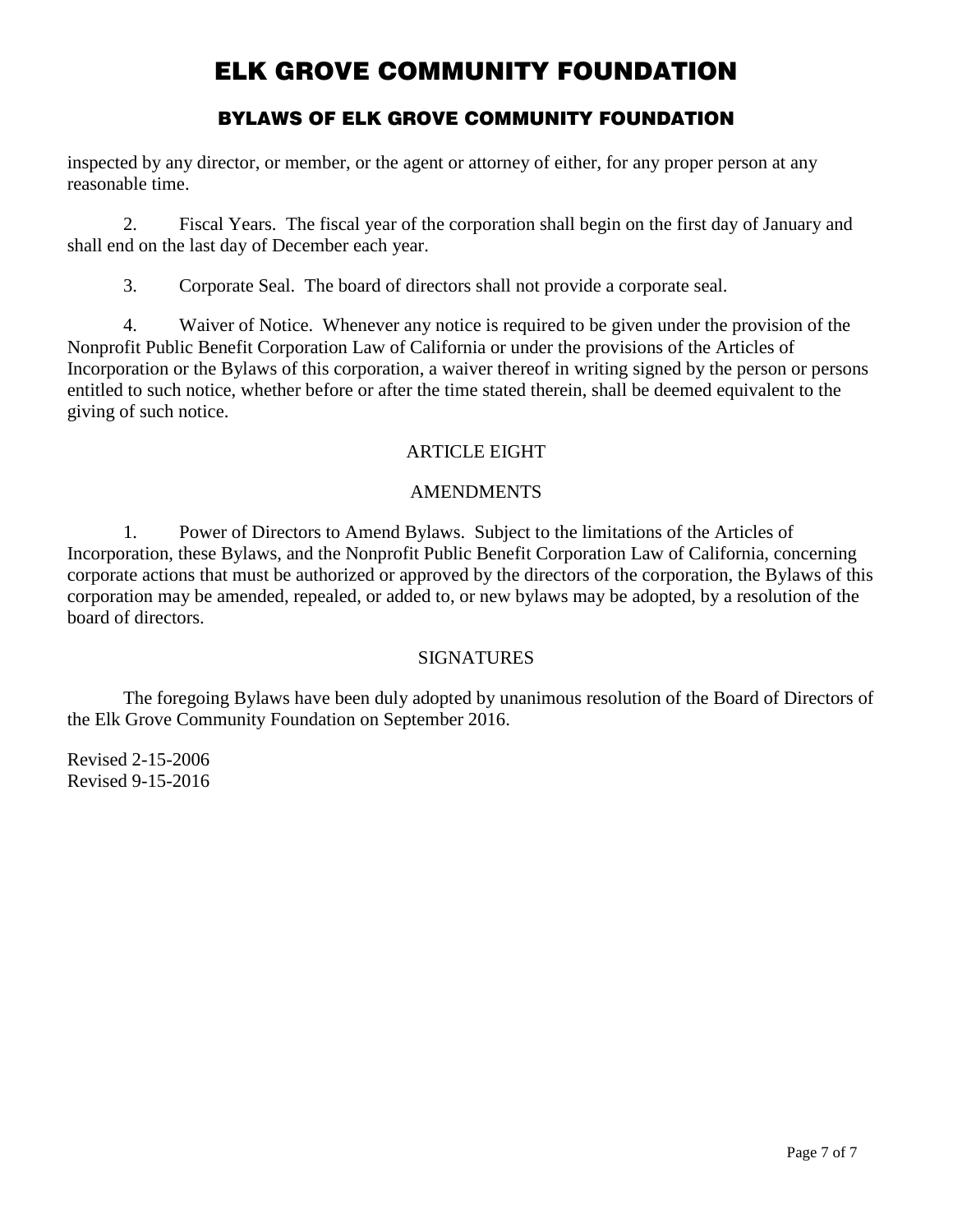inspected by any director, or member, or the agent or attorney of either, for any proper person at any reasonable time.

2. Fiscal Years. The fiscal year of the corporation shall begin on the first day of January and shall end on the last day of December each year.

3. Corporate Seal. The board of directors shall not provide a corporate seal.

4. Waiver of Notice. Whenever any notice is required to be given under the provision of the Nonprofit Public Benefit Corporation Law of California or under the provisions of the Articles of Incorporation or the Bylaws of this corporation, a waiver thereof in writing signed by the person or persons entitled to such notice, whether before or after the time stated therein, shall be deemed equivalent to the giving of such notice.

## ARTICLE EIGHT

## AMENDMENTS

1. Power of Directors to Amend Bylaws. Subject to the limitations of the Articles of Incorporation, these Bylaws, and the Nonprofit Public Benefit Corporation Law of California, concerning corporate actions that must be authorized or approved by the directors of the corporation, the Bylaws of this corporation may be amended, repealed, or added to, or new bylaws may be adopted, by a resolution of the board of directors.

## SIGNATURES

The foregoing Bylaws have been duly adopted by unanimous resolution of the Board of Directors of the Elk Grove Community Foundation on September 2016.

Revised 2-15-2006
Revised 9-15-2016